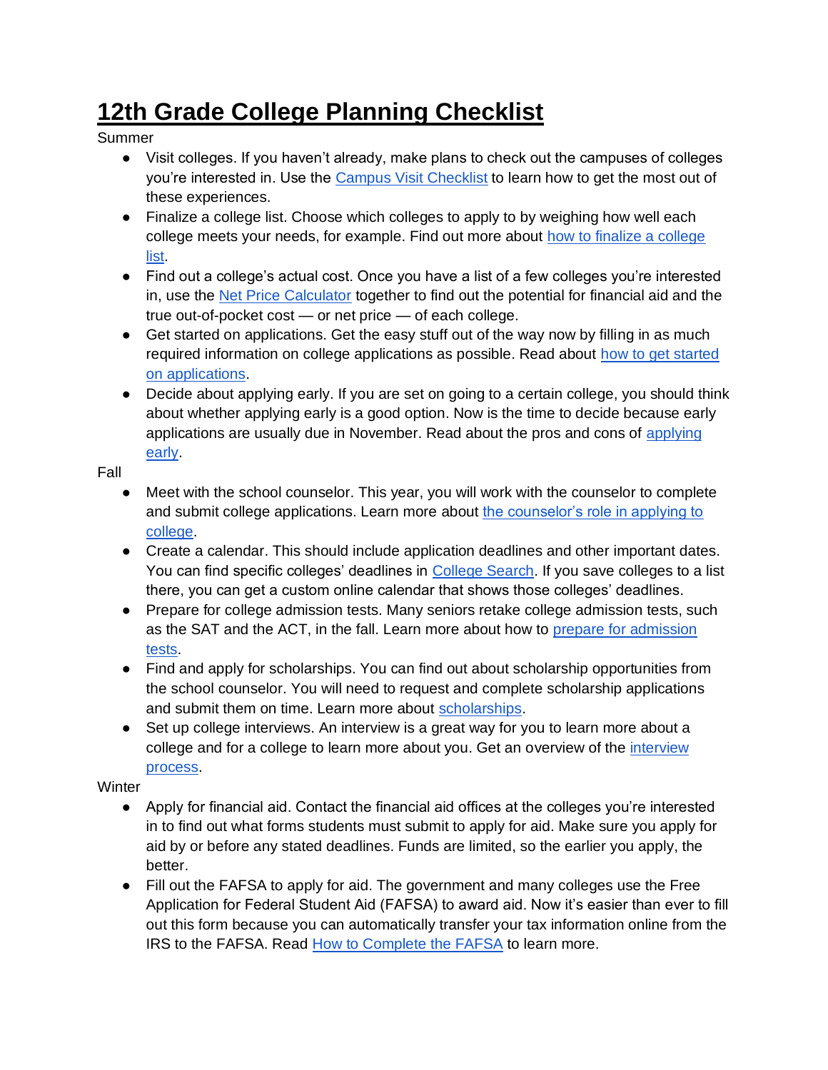# 12th Grade College Planning Checklist

Summer

- Visit colleges. If you haven't already, make plans to check out the campuses of colleges you're interested in. Use the Campus Visit Checklist to learn how to get the most out of these experiences.
- Finalize a college list. Choose which colleges to apply to by weighing how well each college meets your needs, for example. Find out more about how to finalize a college list.
- Find out a college's actual cost. Once you have a list of a few colleges you're interested in, use the Net Price Calculator together to find out the potential for financial aid and the true out-of-pocket cost — or net price — of each college.
- Get started on applications. Get the easy stuff out of the way now by filling in as much required information on college applications as possible. Read about how to get started on applications.
- Decide about applying early. If you are set on going to a certain college, you should think about whether applying early is a good option. Now is the time to decide because early applications are usually due in November. Read about the pros and cons of applying early.

Fall

- Meet with the school counselor. This year, you will work with the counselor to complete and submit college applications. Learn more about the counselor's role in applying to college.
- Create a calendar. This should include application deadlines and other important dates. You can find specific colleges' deadlines in College Search. If you save colleges to a list there, you can get a custom online calendar that shows those colleges' deadlines.
- Prepare for college admission tests. Many seniors retake college admission tests, such as the SAT and the ACT, in the fall. Learn more about how to prepare for admission tests.
- Find and apply for scholarships. You can find out about scholarship opportunities from the school counselor. You will need to request and complete scholarship applications and submit them on time. Learn more about scholarships.
- Set up college interviews. An interview is a great way for you to learn more about a college and for a college to learn more about you. Get an overview of the interview process.

Winter

- Apply for financial aid. Contact the financial aid offices at the colleges you're interested in to find out what forms students must submit to apply for aid. Make sure you apply for aid by or before any stated deadlines. Funds are limited, so the earlier you apply, the better.
- Fill out the FAFSA to apply for aid. The government and many colleges use the Free Application for Federal Student Aid (FAFSA) to award aid. Now it's easier than ever to fill out this form because you can automatically transfer your tax information online from the IRS to the FAFSA. Read How to Complete the FAFSA to learn more.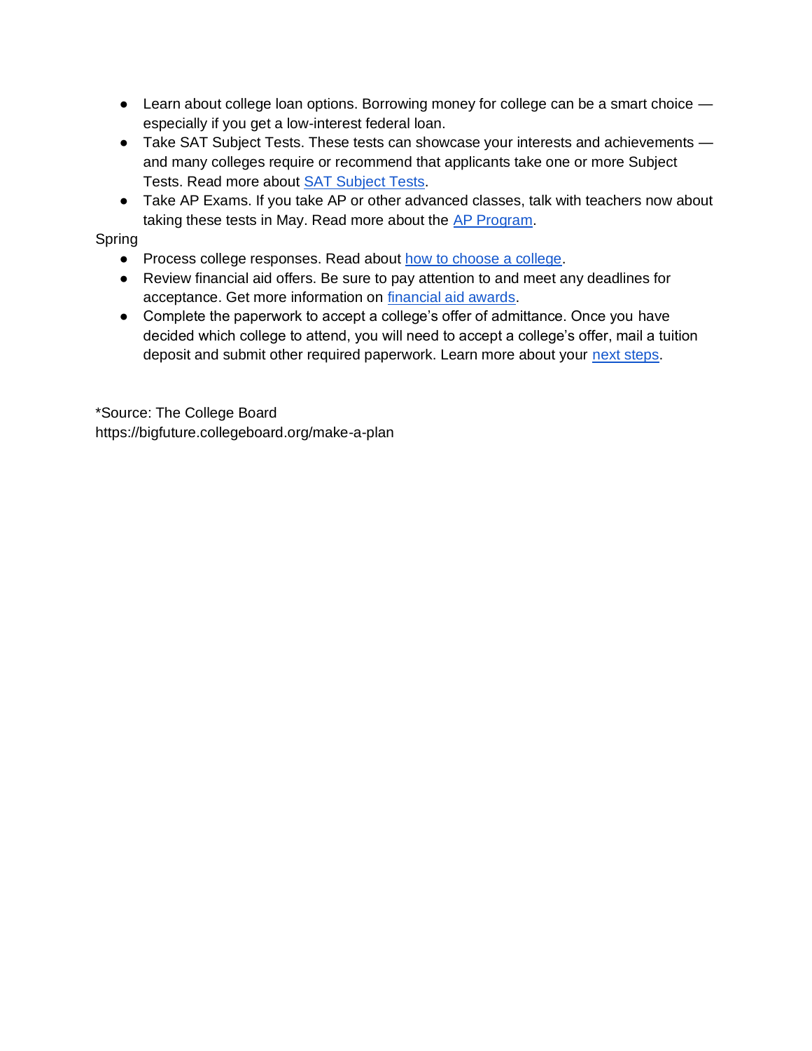- Learn about college loan options. Borrowing money for college can be a smart choice — especially if you get a low-interest federal loan.
- Take SAT Subject Tests. These tests can showcase your interests and achievements — and many colleges require or recommend that applicants take one or more Subject Tests. Read more about SAT Subject Tests.
- Take AP Exams. If you take AP or other advanced classes, talk with teachers now about taking these tests in May. Read more about the AP Program.

Spring

- Process college responses. Read about how to choose a college.
- Review financial aid offers. Be sure to pay attention to and meet any deadlines for acceptance. Get more information on financial aid awards.
- Complete the paperwork to accept a college's offer of admittance. Once you have decided which college to attend, you will need to accept a college's offer, mail a tuition deposit and submit other required paperwork. Learn more about your next steps.

*Source: The College Board
https://bigfuture.collegeboard.org/make-a-plan